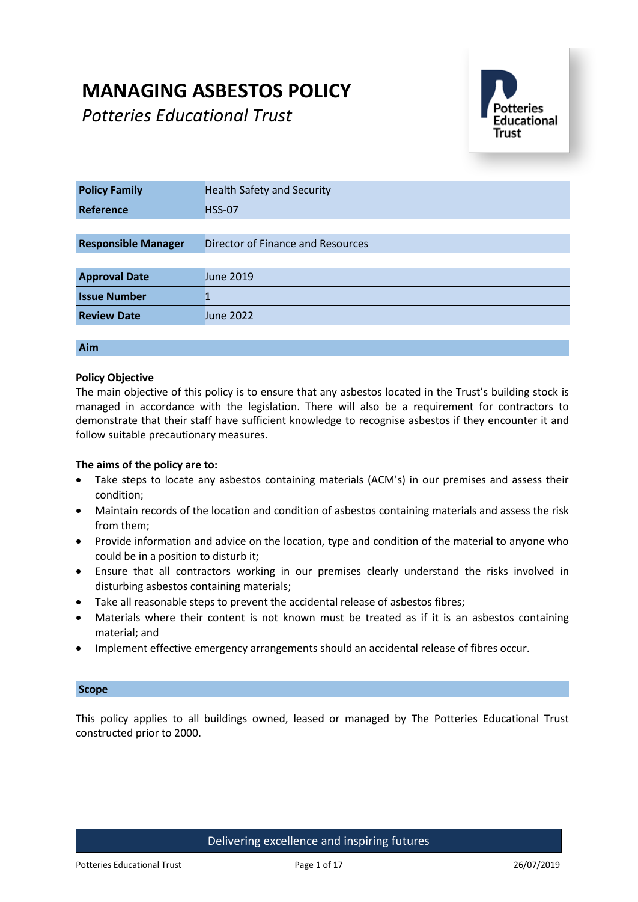# MANAGING ASBESTOS POLICY

*Potteries Educational Trust*

| Policy Family | Health Safety and Security |
|---|---|
| Reference | HSS-07 |
| Responsible Manager | Director of Finance and Resources |
| Approval Date | June 2019 |
| Issue Number | 1 |
| Review Date | June 2022 |

## Aim

**Policy Objective**

The main objective of this policy is to ensure that any asbestos located in the Trust's building stock is managed in accordance with the legislation. There will also be a requirement for contractors to demonstrate that their staff have sufficient knowledge to recognise asbestos if they encounter it and follow suitable precautionary measures.

**The aims of the policy are to:**

- Take steps to locate any asbestos containing materials (ACM's) in our premises and assess their condition;
- Maintain records of the location and condition of asbestos containing materials and assess the risk from them;
- Provide information and advice on the location, type and condition of the material to anyone who could be in a position to disturb it;
- Ensure that all contractors working in our premises clearly understand the risks involved in disturbing asbestos containing materials;
- Take all reasonable steps to prevent the accidental release of asbestos fibres;
- Materials where their content is not known must be treated as if it is an asbestos containing material; and
- Implement effective emergency arrangements should an accidental release of fibres occur.

## Scope

This policy applies to all buildings owned, leased or managed by The Potteries Educational Trust constructed prior to 2000.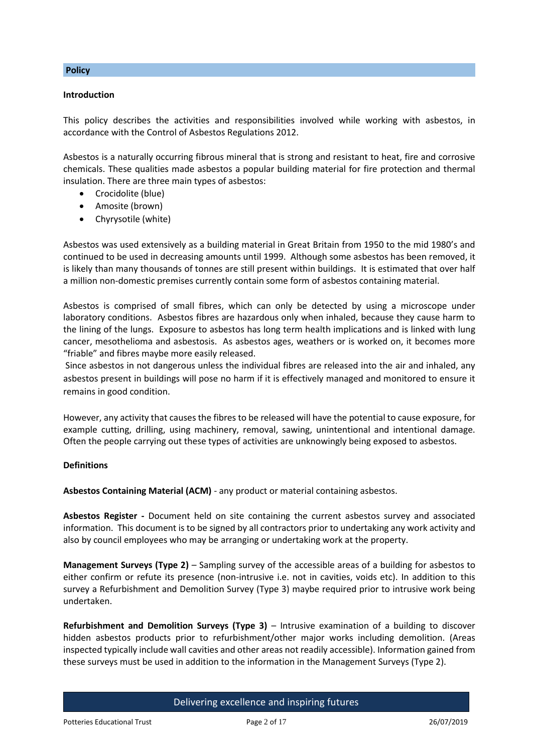## Policy

### Introduction

This policy describes the activities and responsibilities involved while working with asbestos, in accordance with the Control of Asbestos Regulations 2012.

Asbestos is a naturally occurring fibrous mineral that is strong and resistant to heat, fire and corrosive chemicals. These qualities made asbestos a popular building material for fire protection and thermal insulation. There are three main types of asbestos:

- Crocidolite (blue)
- Amosite (brown)
- Chyrysotile (white)

Asbestos was used extensively as a building material in Great Britain from 1950 to the mid 1980's and continued to be used in decreasing amounts until 1999. Although some asbestos has been removed, it is likely than many thousands of tonnes are still present within buildings. It is estimated that over half a million non-domestic premises currently contain some form of asbestos containing material.

Asbestos is comprised of small fibres, which can only be detected by using a microscope under laboratory conditions. Asbestos fibres are hazardous only when inhaled, because they cause harm to the lining of the lungs. Exposure to asbestos has long term health implications and is linked with lung cancer, mesothelioma and asbestosis. As asbestos ages, weathers or is worked on, it becomes more "friable" and fibres maybe more easily released.

Since asbestos in not dangerous unless the individual fibres are released into the air and inhaled, any asbestos present in buildings will pose no harm if it is effectively managed and monitored to ensure it remains in good condition.

However, any activity that causes the fibres to be released will have the potential to cause exposure, for example cutting, drilling, using machinery, removal, sawing, unintentional and intentional damage. Often the people carrying out these types of activities are unknowingly being exposed to asbestos.

### Definitions

**Asbestos Containing Material (ACM)** - any product or material containing asbestos.

**Asbestos Register -** Document held on site containing the current asbestos survey and associated information. This document is to be signed by all contractors prior to undertaking any work activity and also by council employees who may be arranging or undertaking work at the property.

**Management Surveys (Type 2)** – Sampling survey of the accessible areas of a building for asbestos to either confirm or refute its presence (non-intrusive i.e. not in cavities, voids etc). In addition to this survey a Refurbishment and Demolition Survey (Type 3) maybe required prior to intrusive work being undertaken.

**Refurbishment and Demolition Surveys (Type 3)** – Intrusive examination of a building to discover hidden asbestos products prior to refurbishment/other major works including demolition. (Areas inspected typically include wall cavities and other areas not readily accessible). Information gained from these surveys must be used in addition to the information in the Management Surveys (Type 2).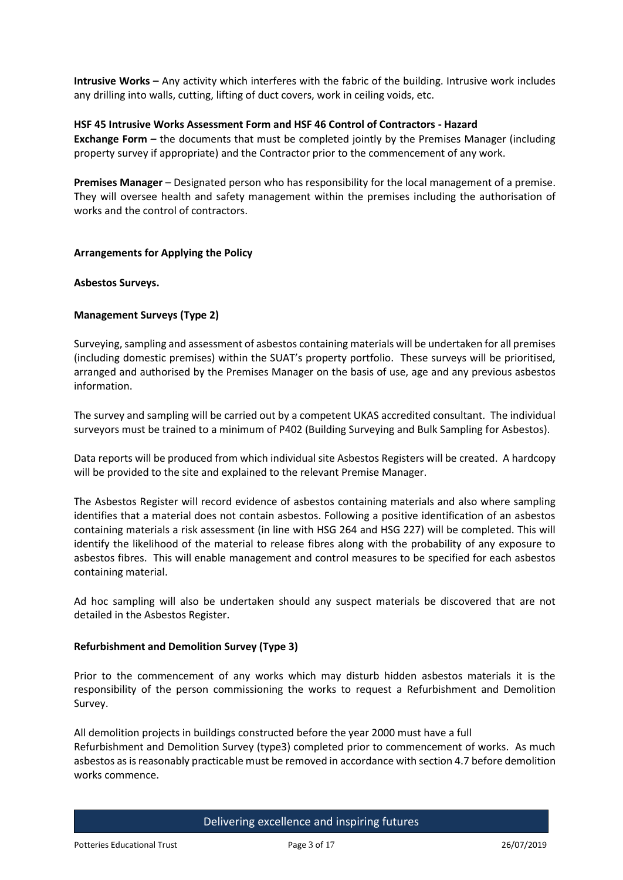**Intrusive Works –** Any activity which interferes with the fabric of the building. Intrusive work includes any drilling into walls, cutting, lifting of duct covers, work in ceiling voids, etc.

**HSF 45 Intrusive Works Assessment Form and HSF 46 Control of Contractors - Hazard Exchange Form –** the documents that must be completed jointly by the Premises Manager (including property survey if appropriate) and the Contractor prior to the commencement of any work.

**Premises Manager** – Designated person who has responsibility for the local management of a premise. They will oversee health and safety management within the premises including the authorisation of works and the control of contractors.

**Arrangements for Applying the Policy**

**Asbestos Surveys.**

**Management Surveys (Type 2)**

Surveying, sampling and assessment of asbestos containing materials will be undertaken for all premises (including domestic premises) within the SUAT's property portfolio. These surveys will be prioritised, arranged and authorised by the Premises Manager on the basis of use, age and any previous asbestos information.

The survey and sampling will be carried out by a competent UKAS accredited consultant. The individual surveyors must be trained to a minimum of P402 (Building Surveying and Bulk Sampling for Asbestos).

Data reports will be produced from which individual site Asbestos Registers will be created. A hardcopy will be provided to the site and explained to the relevant Premise Manager.

The Asbestos Register will record evidence of asbestos containing materials and also where sampling identifies that a material does not contain asbestos. Following a positive identification of an asbestos containing materials a risk assessment (in line with HSG 264 and HSG 227) will be completed. This will identify the likelihood of the material to release fibres along with the probability of any exposure to asbestos fibres. This will enable management and control measures to be specified for each asbestos containing material.

Ad hoc sampling will also be undertaken should any suspect materials be discovered that are not detailed in the Asbestos Register.

**Refurbishment and Demolition Survey (Type 3)**

Prior to the commencement of any works which may disturb hidden asbestos materials it is the responsibility of the person commissioning the works to request a Refurbishment and Demolition Survey.

All demolition projects in buildings constructed before the year 2000 must have a full Refurbishment and Demolition Survey (type3) completed prior to commencement of works. As much asbestos as is reasonably practicable must be removed in accordance with section 4.7 before demolition works commence.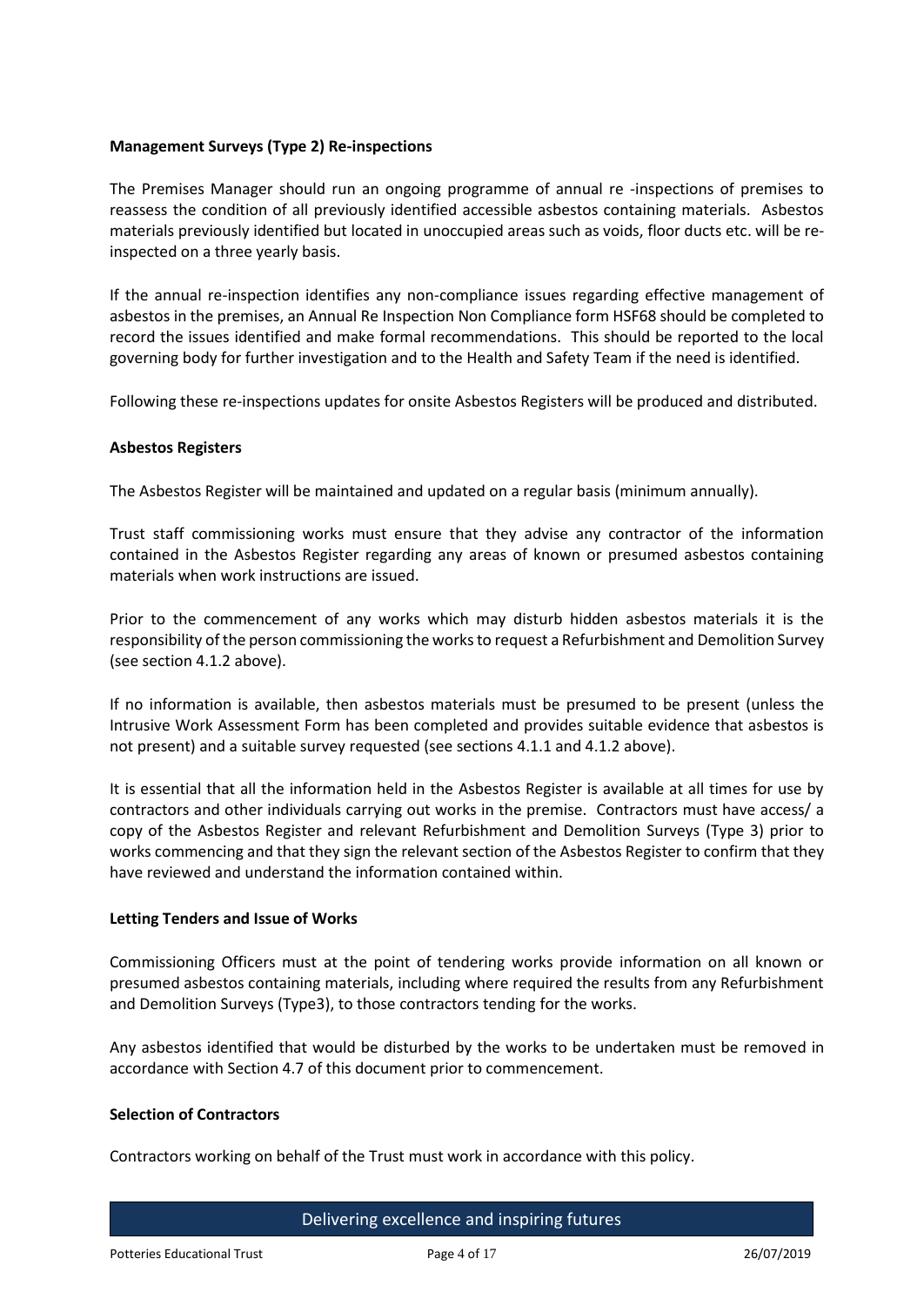**Management Surveys (Type 2) Re-inspections**

The Premises Manager should run an ongoing programme of annual re -inspections of premises to reassess the condition of all previously identified accessible asbestos containing materials. Asbestos materials previously identified but located in unoccupied areas such as voids, floor ducts etc. will be re-inspected on a three yearly basis.

If the annual re-inspection identifies any non-compliance issues regarding effective management of asbestos in the premises, an Annual Re Inspection Non Compliance form HSF68 should be completed to record the issues identified and make formal recommendations. This should be reported to the local governing body for further investigation and to the Health and Safety Team if the need is identified.

Following these re-inspections updates for onsite Asbestos Registers will be produced and distributed.

**Asbestos Registers**

The Asbestos Register will be maintained and updated on a regular basis (minimum annually).

Trust staff commissioning works must ensure that they advise any contractor of the information contained in the Asbestos Register regarding any areas of known or presumed asbestos containing materials when work instructions are issued.

Prior to the commencement of any works which may disturb hidden asbestos materials it is the responsibility of the person commissioning the works to request a Refurbishment and Demolition Survey (see section 4.1.2 above).

If no information is available, then asbestos materials must be presumed to be present (unless the Intrusive Work Assessment Form has been completed and provides suitable evidence that asbestos is not present) and a suitable survey requested (see sections 4.1.1 and 4.1.2 above).

It is essential that all the information held in the Asbestos Register is available at all times for use by contractors and other individuals carrying out works in the premise. Contractors must have access/ a copy of the Asbestos Register and relevant Refurbishment and Demolition Surveys (Type 3) prior to works commencing and that they sign the relevant section of the Asbestos Register to confirm that they have reviewed and understand the information contained within.

**Letting Tenders and Issue of Works**

Commissioning Officers must at the point of tendering works provide information on all known or presumed asbestos containing materials, including where required the results from any Refurbishment and Demolition Surveys (Type3), to those contractors tending for the works.

Any asbestos identified that would be disturbed by the works to be undertaken must be removed in accordance with Section 4.7 of this document prior to commencement.

**Selection of Contractors**

Contractors working on behalf of the Trust must work in accordance with this policy.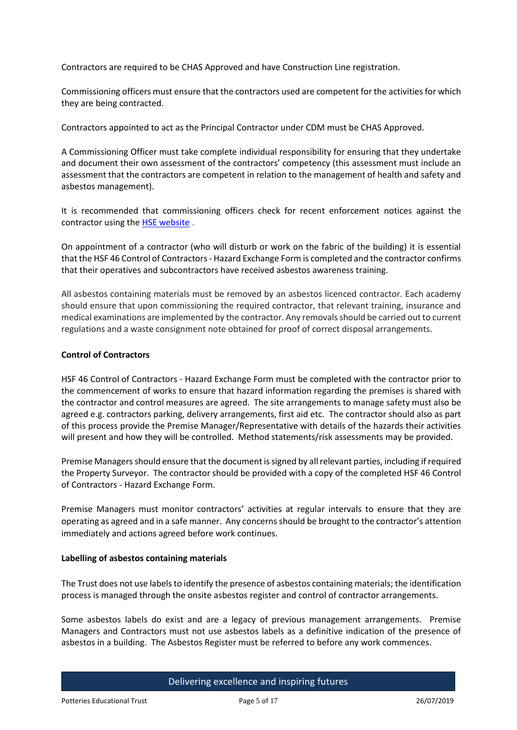Contractors are required to be CHAS Approved and have Construction Line registration.

Commissioning officers must ensure that the contractors used are competent for the activities for which they are being contracted.

Contractors appointed to act as the Principal Contractor under CDM must be CHAS Approved.

A Commissioning Officer must take complete individual responsibility for ensuring that they undertake and document their own assessment of the contractors' competency (this assessment must include an assessment that the contractors are competent in relation to the management of health and safety and asbestos management).

It is recommended that commissioning officers check for recent enforcement notices against the contractor using the HSE website .

On appointment of a contractor (who will disturb or work on the fabric of the building) it is essential that the HSF 46 Control of Contractors - Hazard Exchange Form is completed and the contractor confirms that their operatives and subcontractors have received asbestos awareness training.

All asbestos containing materials must be removed by an asbestos licenced contractor. Each academy should ensure that upon commissioning the required contractor, that relevant training, insurance and medical examinations are implemented by the contractor. Any removals should be carried out to current regulations and a waste consignment note obtained for proof of correct disposal arrangements.

**Control of Contractors**

HSF 46 Control of Contractors - Hazard Exchange Form must be completed with the contractor prior to the commencement of works to ensure that hazard information regarding the premises is shared with the contractor and control measures are agreed. The site arrangements to manage safety must also be agreed e.g. contractors parking, delivery arrangements, first aid etc. The contractor should also as part of this process provide the Premise Manager/Representative with details of the hazards their activities will present and how they will be controlled. Method statements/risk assessments may be provided.

Premise Managers should ensure that the document is signed by all relevant parties, including if required the Property Surveyor. The contractor should be provided with a copy of the completed HSF 46 Control of Contractors - Hazard Exchange Form.

Premise Managers must monitor contractors' activities at regular intervals to ensure that they are operating as agreed and in a safe manner. Any concerns should be brought to the contractor's attention immediately and actions agreed before work continues.

**Labelling of asbestos containing materials**

The Trust does not use labels to identify the presence of asbestos containing materials; the identification process is managed through the onsite asbestos register and control of contractor arrangements.

Some asbestos labels do exist and are a legacy of previous management arrangements. Premise Managers and Contractors must not use asbestos labels as a definitive indication of the presence of asbestos in a building. The Asbestos Register must be referred to before any work commences.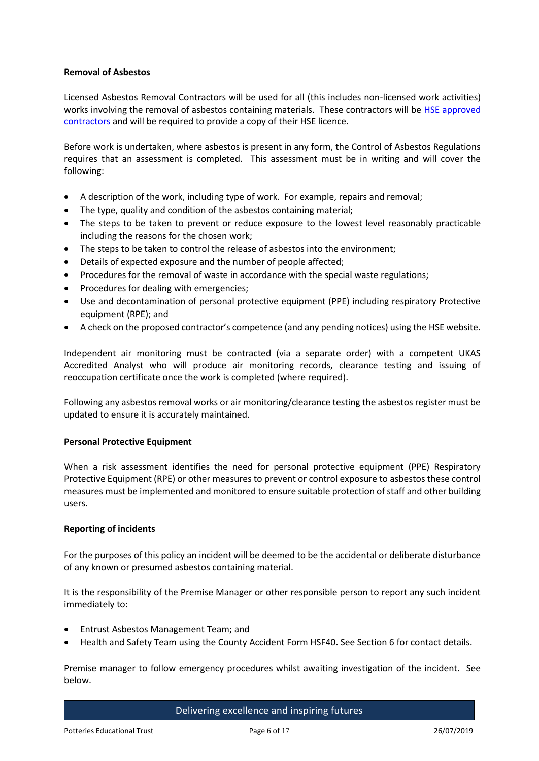**Removal of Asbestos**

Licensed Asbestos Removal Contractors will be used for all (this includes non-licensed work activities) works involving the removal of asbestos containing materials. These contractors will be HSE approved contractors and will be required to provide a copy of their HSE licence.

Before work is undertaken, where asbestos is present in any form, the Control of Asbestos Regulations requires that an assessment is completed. This assessment must be in writing and will cover the following:

- A description of the work, including type of work. For example, repairs and removal;
- The type, quality and condition of the asbestos containing material;
- The steps to be taken to prevent or reduce exposure to the lowest level reasonably practicable including the reasons for the chosen work;
- The steps to be taken to control the release of asbestos into the environment;
- Details of expected exposure and the number of people affected;
- Procedures for the removal of waste in accordance with the special waste regulations;
- Procedures for dealing with emergencies;
- Use and decontamination of personal protective equipment (PPE) including respiratory Protective equipment (RPE); and
- A check on the proposed contractor's competence (and any pending notices) using the HSE website.

Independent air monitoring must be contracted (via a separate order) with a competent UKAS Accredited Analyst who will produce air monitoring records, clearance testing and issuing of reoccupation certificate once the work is completed (where required).

Following any asbestos removal works or air monitoring/clearance testing the asbestos register must be updated to ensure it is accurately maintained.

**Personal Protective Equipment**

When a risk assessment identifies the need for personal protective equipment (PPE) Respiratory Protective Equipment (RPE) or other measures to prevent or control exposure to asbestos these control measures must be implemented and monitored to ensure suitable protection of staff and other building users.

**Reporting of incidents**

For the purposes of this policy an incident will be deemed to be the accidental or deliberate disturbance of any known or presumed asbestos containing material.

It is the responsibility of the Premise Manager or other responsible person to report any such incident immediately to:

- Entrust Asbestos Management Team; and
- Health and Safety Team using the County Accident Form HSF40. See Section 6 for contact details.

Premise manager to follow emergency procedures whilst awaiting investigation of the incident. See below.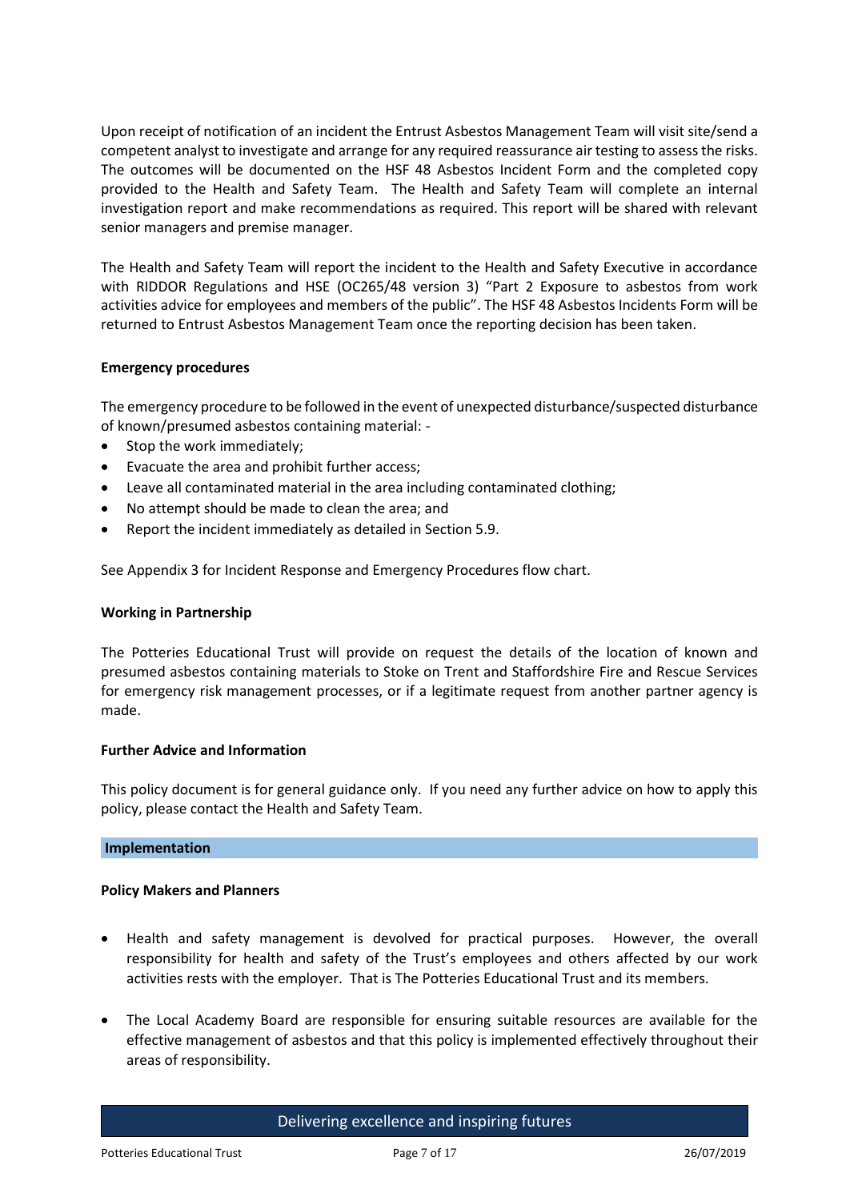Upon receipt of notification of an incident the Entrust Asbestos Management Team will visit site/send a competent analyst to investigate and arrange for any required reassurance air testing to assess the risks. The outcomes will be documented on the HSF 48 Asbestos Incident Form and the completed copy provided to the Health and Safety Team. The Health and Safety Team will complete an internal investigation report and make recommendations as required. This report will be shared with relevant senior managers and premise manager.

The Health and Safety Team will report the incident to the Health and Safety Executive in accordance with RIDDOR Regulations and HSE (OC265/48 version 3) "Part 2 Exposure to asbestos from work activities advice for employees and members of the public". The HSF 48 Asbestos Incidents Form will be returned to Entrust Asbestos Management Team once the reporting decision has been taken.

**Emergency procedures**

The emergency procedure to be followed in the event of unexpected disturbance/suspected disturbance of known/presumed asbestos containing material: -

- Stop the work immediately;
- Evacuate the area and prohibit further access;
- Leave all contaminated material in the area including contaminated clothing;
- No attempt should be made to clean the area; and
- Report the incident immediately as detailed in Section 5.9.

See Appendix 3 for Incident Response and Emergency Procedures flow chart.

**Working in Partnership**

The Potteries Educational Trust will provide on request the details of the location of known and presumed asbestos containing materials to Stoke on Trent and Staffordshire Fire and Rescue Services for emergency risk management processes, or if a legitimate request from another partner agency is made.

**Further Advice and Information**

This policy document is for general guidance only. If you need any further advice on how to apply this policy, please contact the Health and Safety Team.

## Implementation

**Policy Makers and Planners**

- Health and safety management is devolved for practical purposes. However, the overall responsibility for health and safety of the Trust's employees and others affected by our work activities rests with the employer. That is The Potteries Educational Trust and its members.

- The Local Academy Board are responsible for ensuring suitable resources are available for the effective management of asbestos and that this policy is implemented effectively throughout their areas of responsibility.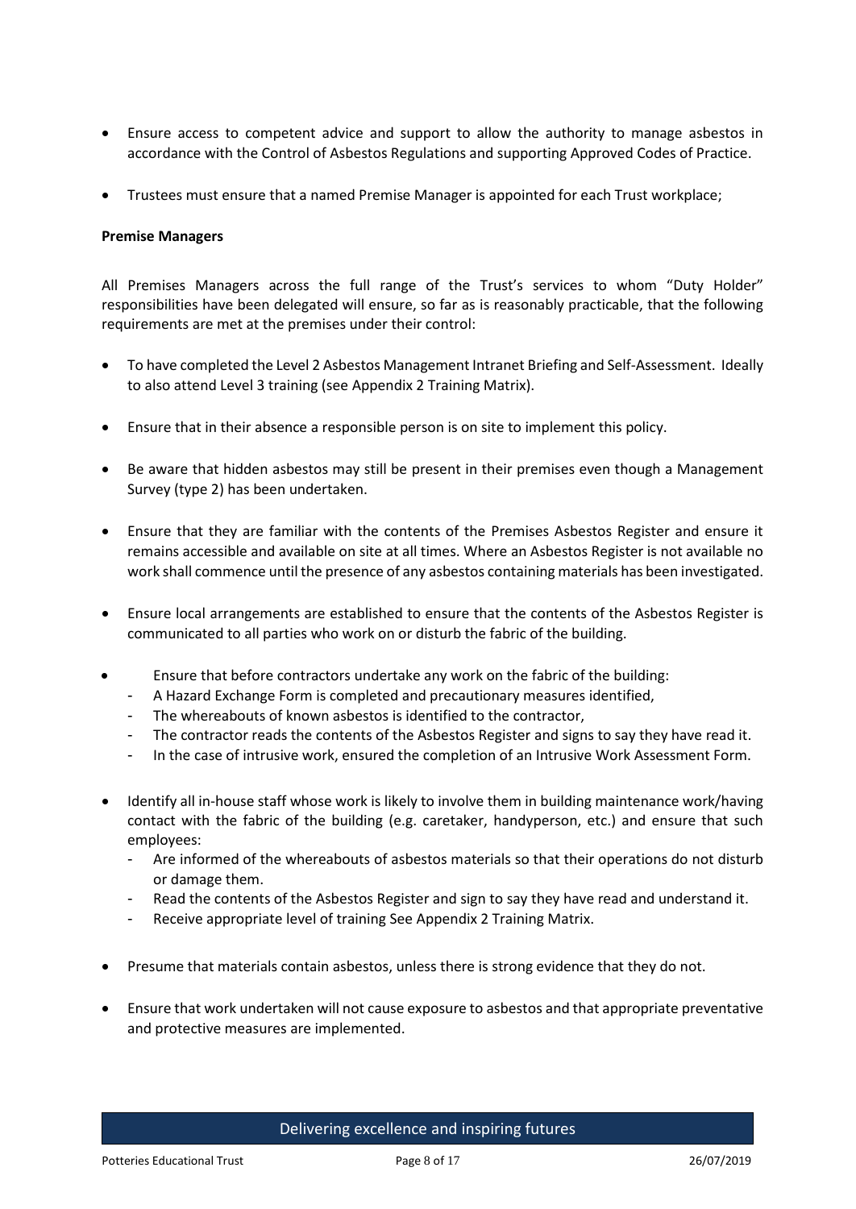- Ensure access to competent advice and support to allow the authority to manage asbestos in accordance with the Control of Asbestos Regulations and supporting Approved Codes of Practice.

- Trustees must ensure that a named Premise Manager is appointed for each Trust workplace;

**Premise Managers**

All Premises Managers across the full range of the Trust's services to whom "Duty Holder" responsibilities have been delegated will ensure, so far as is reasonably practicable, that the following requirements are met at the premises under their control:

- To have completed the Level 2 Asbestos Management Intranet Briefing and Self-Assessment. Ideally to also attend Level 3 training (see Appendix 2 Training Matrix).

- Ensure that in their absence a responsible person is on site to implement this policy.

- Be aware that hidden asbestos may still be present in their premises even though a Management Survey (type 2) has been undertaken.

- Ensure that they are familiar with the contents of the Premises Asbestos Register and ensure it remains accessible and available on site at all times. Where an Asbestos Register is not available no work shall commence until the presence of any asbestos containing materials has been investigated.

- Ensure local arrangements are established to ensure that the contents of the Asbestos Register is communicated to all parties who work on or disturb the fabric of the building.

- Ensure that before contractors undertake any work on the fabric of the building:
  - A Hazard Exchange Form is completed and precautionary measures identified,
  - The whereabouts of known asbestos is identified to the contractor,
  - The contractor reads the contents of the Asbestos Register and signs to say they have read it.
  - In the case of intrusive work, ensured the completion of an Intrusive Work Assessment Form.

- Identify all in-house staff whose work is likely to involve them in building maintenance work/having contact with the fabric of the building (e.g. caretaker, handyperson, etc.) and ensure that such employees:
  - Are informed of the whereabouts of asbestos materials so that their operations do not disturb or damage them.
  - Read the contents of the Asbestos Register and sign to say they have read and understand it.
  - Receive appropriate level of training See Appendix 2 Training Matrix.

- Presume that materials contain asbestos, unless there is strong evidence that they do not.

- Ensure that work undertaken will not cause exposure to asbestos and that appropriate preventative and protective measures are implemented.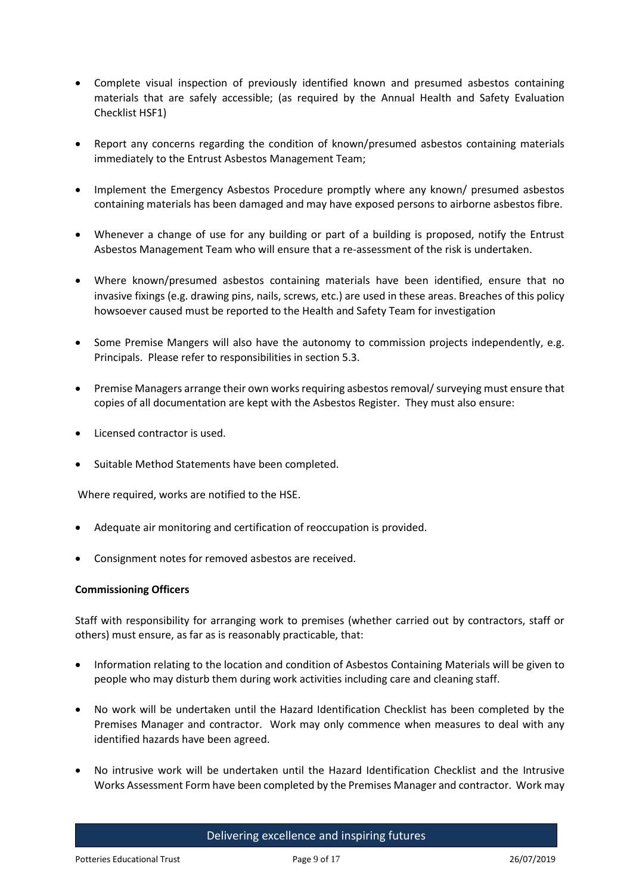- Complete visual inspection of previously identified known and presumed asbestos containing materials that are safely accessible; (as required by the Annual Health and Safety Evaluation Checklist HSF1)

- Report any concerns regarding the condition of known/presumed asbestos containing materials immediately to the Entrust Asbestos Management Team;

- Implement the Emergency Asbestos Procedure promptly where any known/ presumed asbestos containing materials has been damaged and may have exposed persons to airborne asbestos fibre.

- Whenever a change of use for any building or part of a building is proposed, notify the Entrust Asbestos Management Team who will ensure that a re-assessment of the risk is undertaken.

- Where known/presumed asbestos containing materials have been identified, ensure that no invasive fixings (e.g. drawing pins, nails, screws, etc.) are used in these areas. Breaches of this policy howsoever caused must be reported to the Health and Safety Team for investigation

- Some Premise Mangers will also have the autonomy to commission projects independently, e.g. Principals. Please refer to responsibilities in section 5.3.

- Premise Managers arrange their own works requiring asbestos removal/ surveying must ensure that copies of all documentation are kept with the Asbestos Register. They must also ensure:

- Licensed contractor is used.

- Suitable Method Statements have been completed.

Where required, works are notified to the HSE.

- Adequate air monitoring and certification of reoccupation is provided.

- Consignment notes for removed asbestos are received.

**Commissioning Officers**

Staff with responsibility for arranging work to premises (whether carried out by contractors, staff or others) must ensure, as far as is reasonably practicable, that:

- Information relating to the location and condition of Asbestos Containing Materials will be given to people who may disturb them during work activities including care and cleaning staff.

- No work will be undertaken until the Hazard Identification Checklist has been completed by the Premises Manager and contractor. Work may only commence when measures to deal with any identified hazards have been agreed.

- No intrusive work will be undertaken until the Hazard Identification Checklist and the Intrusive Works Assessment Form have been completed by the Premises Manager and contractor. Work may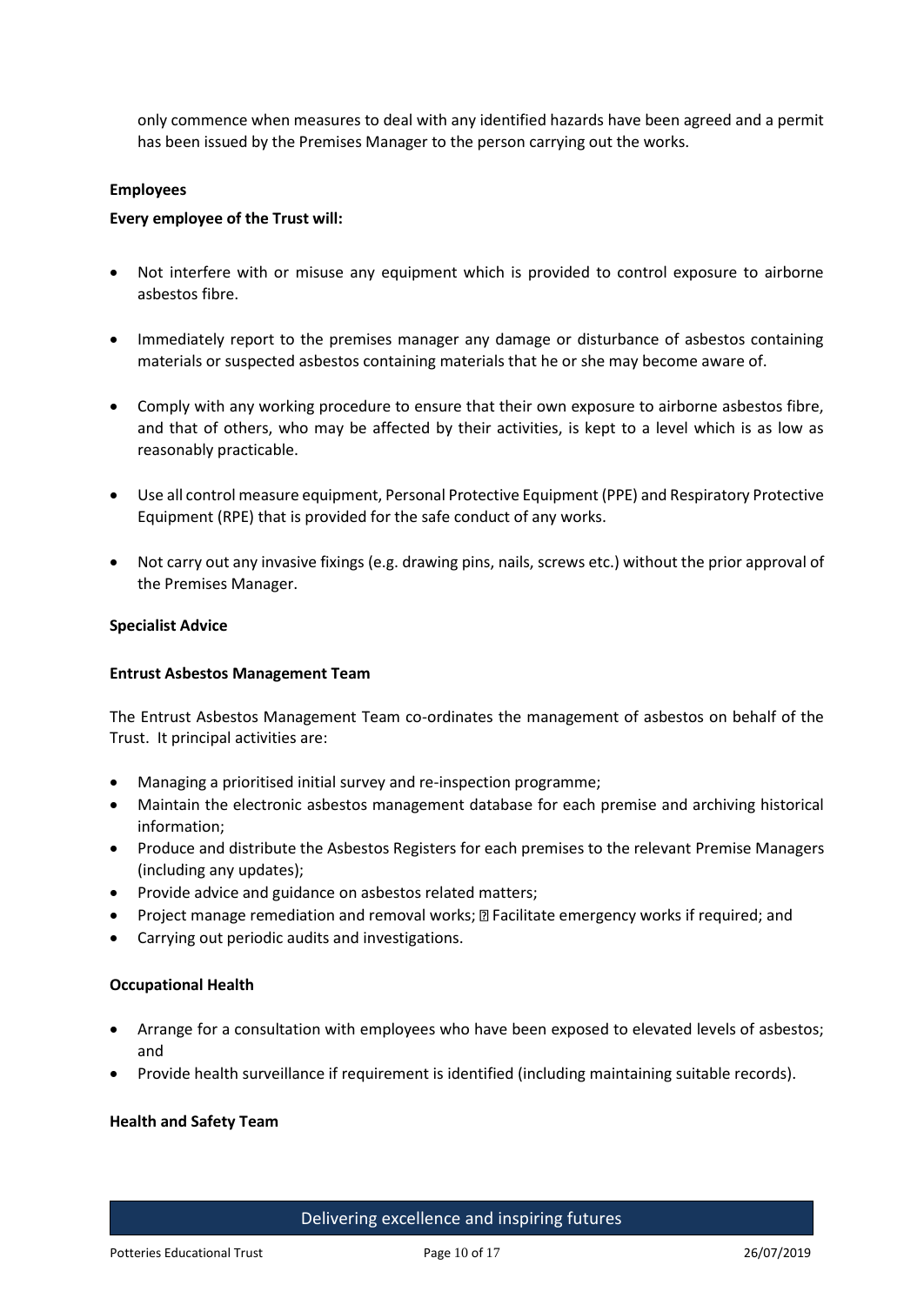only commence when measures to deal with any identified hazards have been agreed and a permit has been issued by the Premises Manager to the person carrying out the works.

**Employees**

**Every employee of the Trust will:**

- Not interfere with or misuse any equipment which is provided to control exposure to airborne asbestos fibre.
- Immediately report to the premises manager any damage or disturbance of asbestos containing materials or suspected asbestos containing materials that he or she may become aware of.
- Comply with any working procedure to ensure that their own exposure to airborne asbestos fibre, and that of others, who may be affected by their activities, is kept to a level which is as low as reasonably practicable.
- Use all control measure equipment, Personal Protective Equipment (PPE) and Respiratory Protective Equipment (RPE) that is provided for the safe conduct of any works.
- Not carry out any invasive fixings (e.g. drawing pins, nails, screws etc.) without the prior approval of the Premises Manager.

**Specialist Advice**

**Entrust Asbestos Management Team**

The Entrust Asbestos Management Team co-ordinates the management of asbestos on behalf of the Trust. It principal activities are:

- Managing a prioritised initial survey and re-inspection programme;
- Maintain the electronic asbestos management database for each premise and archiving historical information;
- Produce and distribute the Asbestos Registers for each premises to the relevant Premise Managers (including any updates);
- Provide advice and guidance on asbestos related matters;
- Project manage remediation and removal works;  Facilitate emergency works if required; and
- Carrying out periodic audits and investigations.

**Occupational Health**

- Arrange for a consultation with employees who have been exposed to elevated levels of asbestos; and
- Provide health surveillance if requirement is identified (including maintaining suitable records).

**Health and Safety Team**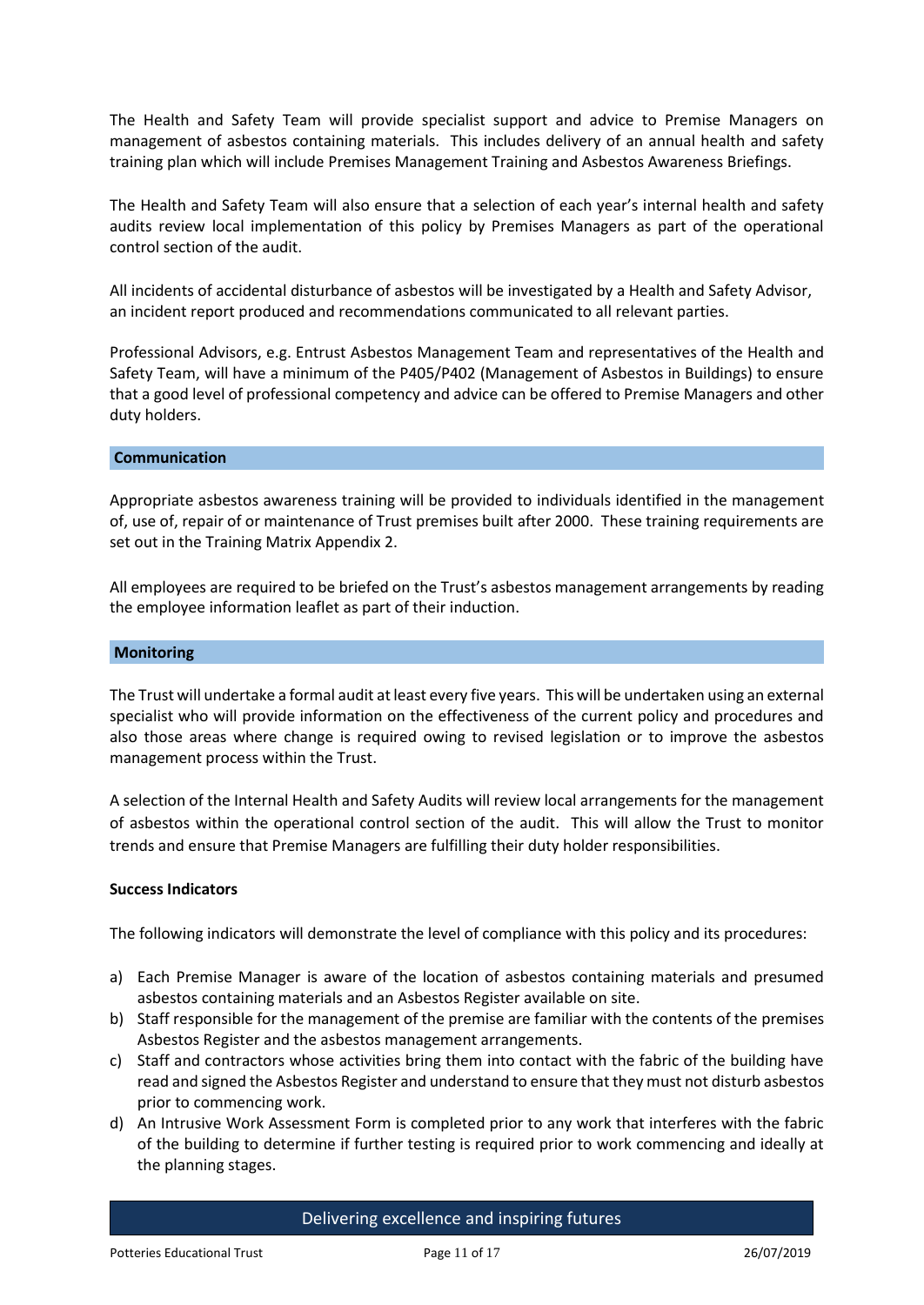The Health and Safety Team will provide specialist support and advice to Premise Managers on management of asbestos containing materials. This includes delivery of an annual health and safety training plan which will include Premises Management Training and Asbestos Awareness Briefings.

The Health and Safety Team will also ensure that a selection of each year's internal health and safety audits review local implementation of this policy by Premises Managers as part of the operational control section of the audit.

All incidents of accidental disturbance of asbestos will be investigated by a Health and Safety Advisor, an incident report produced and recommendations communicated to all relevant parties.

Professional Advisors, e.g. Entrust Asbestos Management Team and representatives of the Health and Safety Team, will have a minimum of the P405/P402 (Management of Asbestos in Buildings) to ensure that a good level of professional competency and advice can be offered to Premise Managers and other duty holders.

## Communication

Appropriate asbestos awareness training will be provided to individuals identified in the management of, use of, repair of or maintenance of Trust premises built after 2000. These training requirements are set out in the Training Matrix Appendix 2.

All employees are required to be briefed on the Trust's asbestos management arrangements by reading the employee information leaflet as part of their induction.

## Monitoring

The Trust will undertake a formal audit at least every five years. This will be undertaken using an external specialist who will provide information on the effectiveness of the current policy and procedures and also those areas where change is required owing to revised legislation or to improve the asbestos management process within the Trust.

A selection of the Internal Health and Safety Audits will review local arrangements for the management of asbestos within the operational control section of the audit. This will allow the Trust to monitor trends and ensure that Premise Managers are fulfilling their duty holder responsibilities.

### Success Indicators

The following indicators will demonstrate the level of compliance with this policy and its procedures:

a) Each Premise Manager is aware of the location of asbestos containing materials and presumed asbestos containing materials and an Asbestos Register available on site.
b) Staff responsible for the management of the premise are familiar with the contents of the premises Asbestos Register and the asbestos management arrangements.
c) Staff and contractors whose activities bring them into contact with the fabric of the building have read and signed the Asbestos Register and understand to ensure that they must not disturb asbestos prior to commencing work.
d) An Intrusive Work Assessment Form is completed prior to any work that interferes with the fabric of the building to determine if further testing is required prior to work commencing and ideally at the planning stages.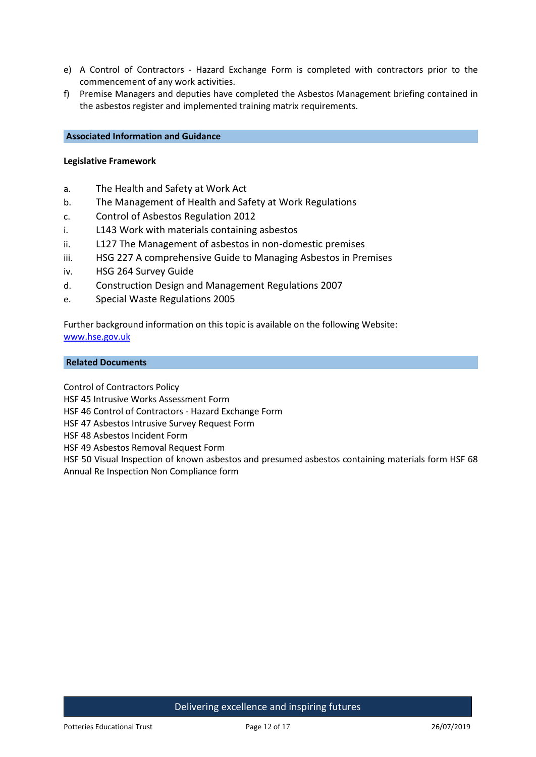e) A Control of Contractors - Hazard Exchange Form is completed with contractors prior to the commencement of any work activities.
f) Premise Managers and deputies have completed the Asbestos Management briefing contained in the asbestos register and implemented training matrix requirements.

## Associated Information and Guidance

**Legislative Framework**

a. The Health and Safety at Work Act
b. The Management of Health and Safety at Work Regulations
c. Control of Asbestos Regulation 2012
i. L143 Work with materials containing asbestos
ii. L127 The Management of asbestos in non-domestic premises
iii. HSG 227 A comprehensive Guide to Managing Asbestos in Premises
iv. HSG 264 Survey Guide
d. Construction Design and Management Regulations 2007
e. Special Waste Regulations 2005

Further background information on this topic is available on the following Website: [www.hse.gov.uk](www.hse.gov.uk)

## Related Documents

Control of Contractors Policy
HSF 45 Intrusive Works Assessment Form
HSF 46 Control of Contractors - Hazard Exchange Form
HSF 47 Asbestos Intrusive Survey Request Form
HSF 48 Asbestos Incident Form
HSF 49 Asbestos Removal Request Form
HSF 50 Visual Inspection of known asbestos and presumed asbestos containing materials form HSF 68 Annual Re Inspection Non Compliance form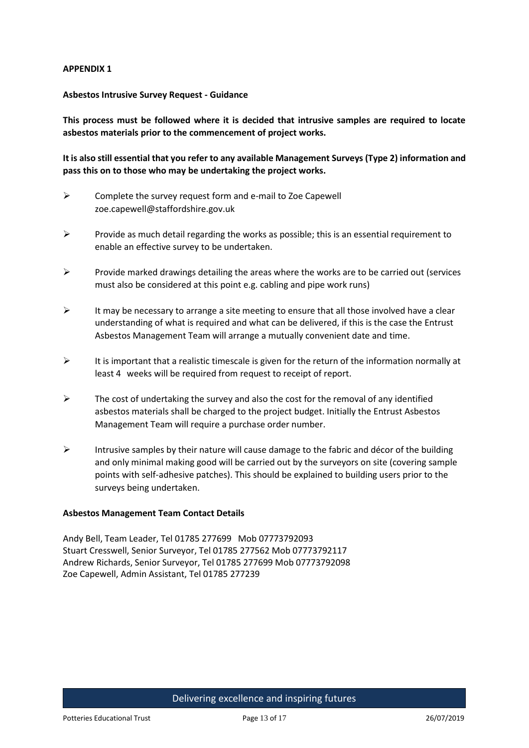**APPENDIX 1**

**Asbestos Intrusive Survey Request - Guidance**

**This process must be followed where it is decided that intrusive samples are required to locate asbestos materials prior to the commencement of project works.**

**It is also still essential that you refer to any available Management Surveys (Type 2) information and pass this on to those who may be undertaking the project works.**

- Complete the survey request form and e-mail to Zoe Capewell zoe.capewell@staffordshire.gov.uk
- Provide as much detail regarding the works as possible; this is an essential requirement to enable an effective survey to be undertaken.
- Provide marked drawings detailing the areas where the works are to be carried out (services must also be considered at this point e.g. cabling and pipe work runs)
- It may be necessary to arrange a site meeting to ensure that all those involved have a clear understanding of what is required and what can be delivered, if this is the case the Entrust Asbestos Management Team will arrange a mutually convenient date and time.
- It is important that a realistic timescale is given for the return of the information normally at least 4 weeks will be required from request to receipt of report.
- The cost of undertaking the survey and also the cost for the removal of any identified asbestos materials shall be charged to the project budget. Initially the Entrust Asbestos Management Team will require a purchase order number.
- Intrusive samples by their nature will cause damage to the fabric and décor of the building and only minimal making good will be carried out by the surveyors on site (covering sample points with self-adhesive patches). This should be explained to building users prior to the surveys being undertaken.

**Asbestos Management Team Contact Details**

Andy Bell, Team Leader, Tel 01785 277699 Mob 07773792093
Stuart Cresswell, Senior Surveyor, Tel 01785 277562 Mob 07773792117
Andrew Richards, Senior Surveyor, Tel 01785 277699 Mob 07773792098
Zoe Capewell, Admin Assistant, Tel 01785 277239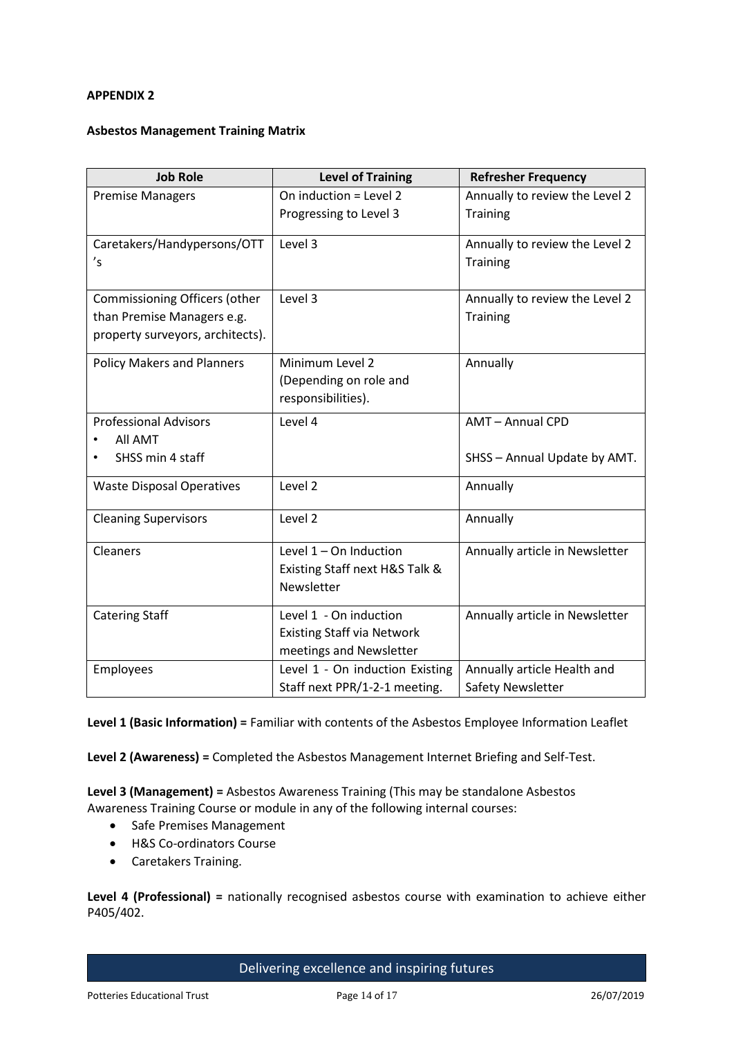**APPENDIX 2**

**Asbestos Management Training Matrix**

| Job Role | Level of Training | Refresher Frequency |
|---|---|---|
| Premise Managers | On induction = Level 2 Progressing to Level 3 | Annually to review the Level 2 Training |
| Caretakers/Handypersons/OTT's | Level 3 | Annually to review the Level 2 Training |
| Commissioning Officers (other than Premise Managers e.g. property surveyors, architects). | Level 3 | Annually to review the Level 2 Training |
| Policy Makers and Planners | Minimum Level 2 (Depending on role and responsibilities). | Annually |
| Professional Advisors<br>• All AMT<br>• SHSS min 4 staff | Level 4 | AMT – Annual CPD<br><br>SHSS – Annual Update by AMT. |
| Waste Disposal Operatives | Level 2 | Annually |
| Cleaning Supervisors | Level 2 | Annually |
| Cleaners | Level 1 – On Induction Existing Staff next H&S Talk & Newsletter | Annually article in Newsletter |
| Catering Staff | Level 1 - On induction Existing Staff via Network meetings and Newsletter | Annually article in Newsletter |
| Employees | Level 1 - On induction Existing Staff next PPR/1-2-1 meeting. | Annually article Health and Safety Newsletter |

**Level 1 (Basic Information) =** Familiar with contents of the Asbestos Employee Information Leaflet

**Level 2 (Awareness) =** Completed the Asbestos Management Internet Briefing and Self-Test.

**Level 3 (Management) =** Asbestos Awareness Training (This may be standalone Asbestos Awareness Training Course or module in any of the following internal courses:

- Safe Premises Management
- H&S Co-ordinators Course
- Caretakers Training.

**Level 4 (Professional) =** nationally recognised asbestos course with examination to achieve either P405/402.

Delivering excellence and inspiring futures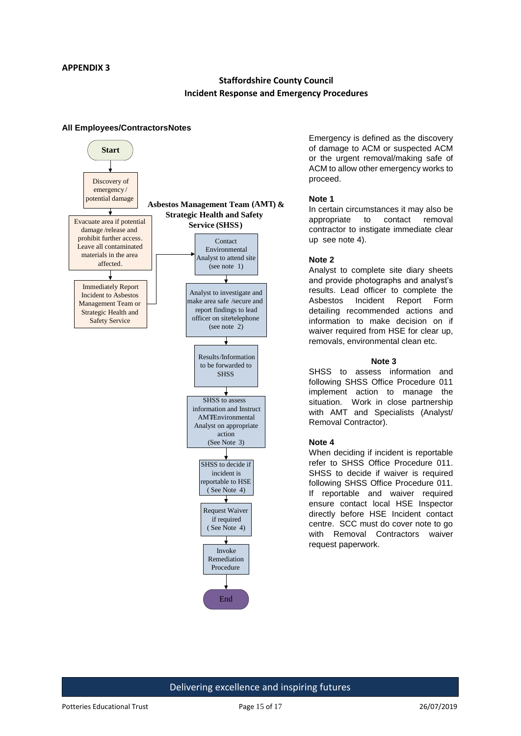**APPENDIX 3**

## Staffordshire County Council
## Incident Response and Emergency Procedures

**All Employees/Contractors** **Notes**

**Start**

Discovery of emergency / potential damage

Evacuate area if potential damage /release and prohibit further access. Leave all contaminated materials in the area affected.

Immediately Report Incident to Asbestos Management Team or Strategic Health and Safety Service

**Asbestos Management Team (AMT) & Strategic Health and Safety Service (SHSS)**

Contact Environmental Analyst to attend site (see note 1)

Analyst to investigate and make area safe /secure and report findings to lead officer on site/telephone (see note 2)

Results/Information to be forwarded to SHSS

SHSS to assess information and Instruct AMT/Environmental Analyst on appropriate action (See Note 3)

SHSS to decide if incident is reportable to HSE ( See Note 4)

Request Waiver if required ( See Note 4)

Invoke Remediation Procedure

End

Emergency is defined as the discovery of damage to ACM or suspected ACM or the urgent removal/making safe of ACM to allow other emergency works to proceed.

**Note 1**

In certain circumstances it may also be appropriate to contact removal contractor to instigate immediate clear up see note 4).

**Note 2**

Analyst to complete site diary sheets and provide photographs and analyst's results. Lead officer to complete the Asbestos Incident Report Form detailing recommended actions and information to make decision on if waiver required from HSE for clear up, removals, environmental clean etc.

**Note 3**

SHSS to assess information and following SHSS Office Procedure 011 implement action to manage the situation. Work in close partnership with AMT and Specialists (Analyst/ Removal Contractor).

**Note 4**

When deciding if incident is reportable refer to SHSS Office Procedure 011. SHSS to decide if waiver is required following SHSS Office Procedure 011. If reportable and waiver required ensure contact local HSE Inspector directly before HSE Incident contact centre. SCC must do cover note to go with Removal Contractors waiver request paperwork.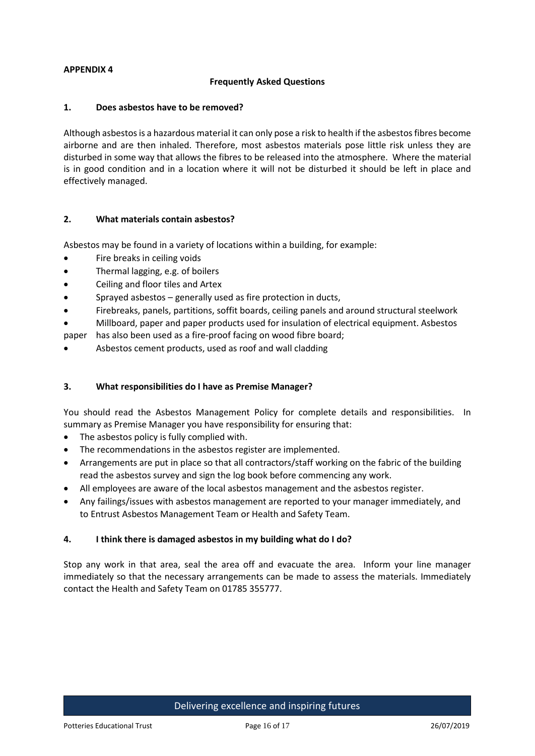**APPENDIX 4**

## Frequently Asked Questions

### 1. Does asbestos have to be removed?

Although asbestos is a hazardous material it can only pose a risk to health if the asbestos fibres become airborne and are then inhaled. Therefore, most asbestos materials pose little risk unless they are disturbed in some way that allows the fibres to be released into the atmosphere. Where the material is in good condition and in a location where it will not be disturbed it should be left in place and effectively managed.

### 2. What materials contain asbestos?

Asbestos may be found in a variety of locations within a building, for example:

- Fire breaks in ceiling voids
- Thermal lagging, e.g. of boilers
- Ceiling and floor tiles and Artex
- Sprayed asbestos – generally used as fire protection in ducts,
- Firebreaks, panels, partitions, soffit boards, ceiling panels and around structural steelwork
- Millboard, paper and paper products used for insulation of electrical equipment. Asbestos paper has also been used as a fire-proof facing on wood fibre board;
- Asbestos cement products, used as roof and wall cladding

### 3. What responsibilities do I have as Premise Manager?

You should read the Asbestos Management Policy for complete details and responsibilities. In summary as Premise Manager you have responsibility for ensuring that:

- The asbestos policy is fully complied with.
- The recommendations in the asbestos register are implemented.
- Arrangements are put in place so that all contractors/staff working on the fabric of the building read the asbestos survey and sign the log book before commencing any work.
- All employees are aware of the local asbestos management and the asbestos register.
- Any failings/issues with asbestos management are reported to your manager immediately, and to Entrust Asbestos Management Team or Health and Safety Team.

### 4. I think there is damaged asbestos in my building what do I do?

Stop any work in that area, seal the area off and evacuate the area. Inform your line manager immediately so that the necessary arrangements can be made to assess the materials. Immediately contact the Health and Safety Team on 01785 355777.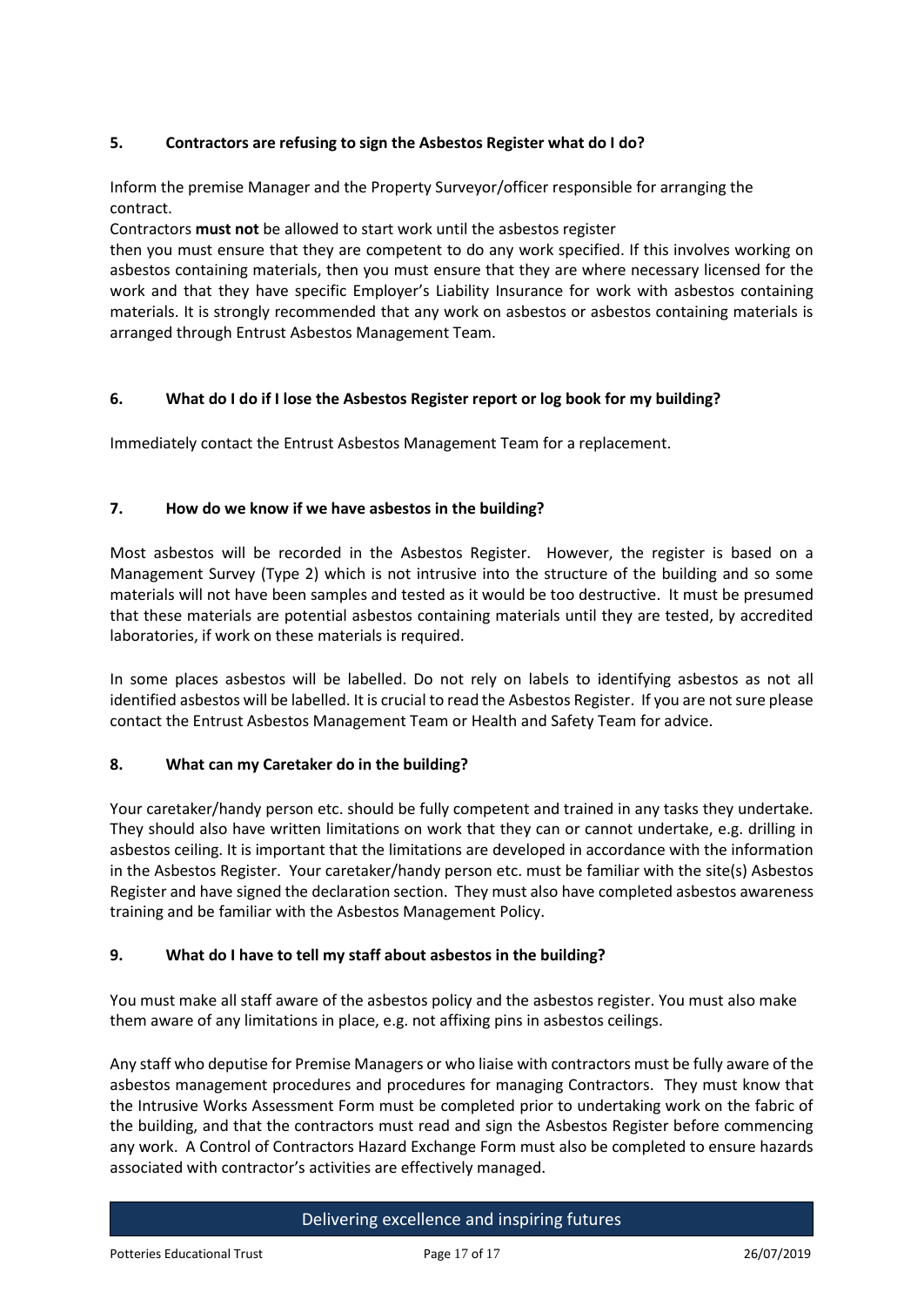### 5. Contractors are refusing to sign the Asbestos Register what do I do?

Inform the premise Manager and the Property Surveyor/officer responsible for arranging the contract.

Contractors **must not** be allowed to start work until the asbestos register

then you must ensure that they are competent to do any work specified. If this involves working on asbestos containing materials, then you must ensure that they are where necessary licensed for the work and that they have specific Employer's Liability Insurance for work with asbestos containing materials. It is strongly recommended that any work on asbestos or asbestos containing materials is arranged through Entrust Asbestos Management Team.

### 6. What do I do if I lose the Asbestos Register report or log book for my building?

Immediately contact the Entrust Asbestos Management Team for a replacement.

### 7. How do we know if we have asbestos in the building?

Most asbestos will be recorded in the Asbestos Register. However, the register is based on a Management Survey (Type 2) which is not intrusive into the structure of the building and so some materials will not have been samples and tested as it would be too destructive. It must be presumed that these materials are potential asbestos containing materials until they are tested, by accredited laboratories, if work on these materials is required.

In some places asbestos will be labelled. Do not rely on labels to identifying asbestos as not all identified asbestos will be labelled. It is crucial to read the Asbestos Register. If you are not sure please contact the Entrust Asbestos Management Team or Health and Safety Team for advice.

### 8. What can my Caretaker do in the building?

Your caretaker/handy person etc. should be fully competent and trained in any tasks they undertake. They should also have written limitations on work that they can or cannot undertake, e.g. drilling in asbestos ceiling. It is important that the limitations are developed in accordance with the information in the Asbestos Register. Your caretaker/handy person etc. must be familiar with the site(s) Asbestos Register and have signed the declaration section. They must also have completed asbestos awareness training and be familiar with the Asbestos Management Policy.

### 9. What do I have to tell my staff about asbestos in the building?

You must make all staff aware of the asbestos policy and the asbestos register. You must also make them aware of any limitations in place, e.g. not affixing pins in asbestos ceilings.

Any staff who deputise for Premise Managers or who liaise with contractors must be fully aware of the asbestos management procedures and procedures for managing Contractors. They must know that the Intrusive Works Assessment Form must be completed prior to undertaking work on the fabric of the building, and that the contractors must read and sign the Asbestos Register before commencing any work. A Control of Contractors Hazard Exchange Form must also be completed to ensure hazards associated with contractor's activities are effectively managed.